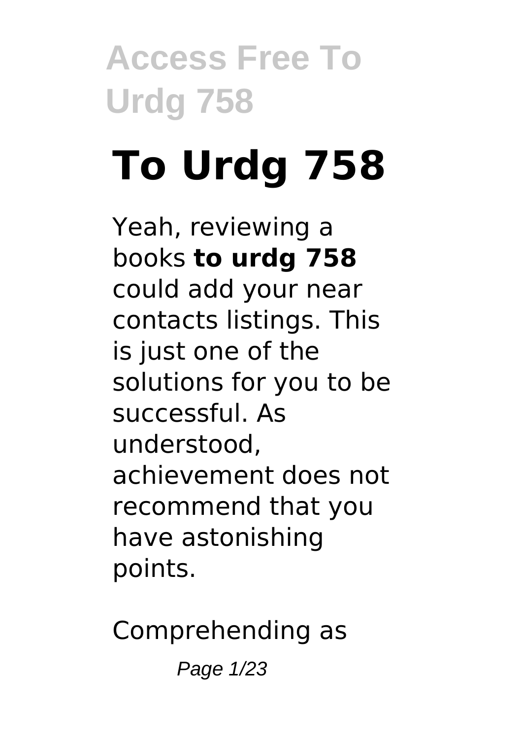# To Urdg 758

Yeah, reviewing a books **to urdg 758** could add your near contacts listings. This is just one of the solutions for you to be successful. As understood, achievement does not recommend that you have astonishing points.

Comprehending as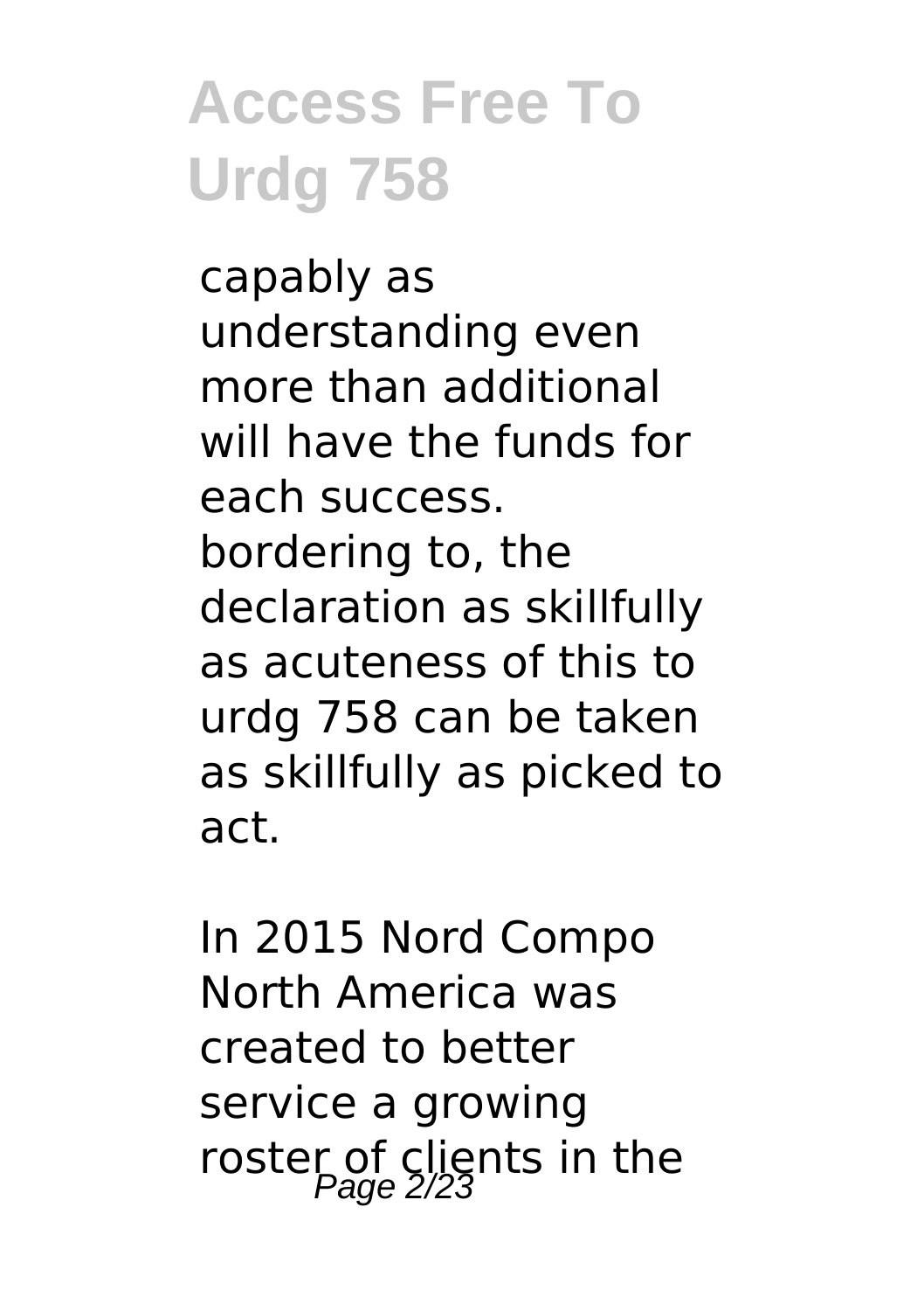capably as understanding even more than additional will have the funds for each success. bordering to, the declaration as skillfully as acuteness of this to urdg 758 can be taken as skillfully as picked to act.

In 2015 Nord Compo North America was created to better service a growing roster of clients in the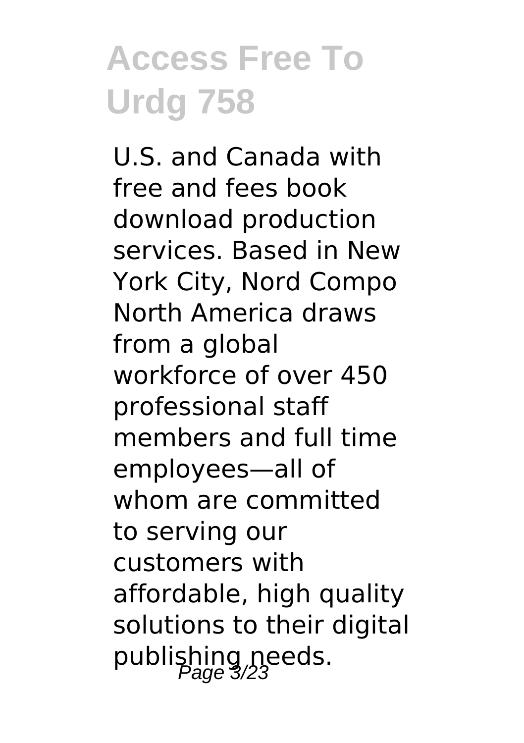U.S. and Canada with free and fees book download production services. Based in New York City, Nord Compo North America draws from a global workforce of over 450 professional staff members and full time employees—all of whom are committed to serving our customers with affordable, high quality solutions to their digital publishing needs.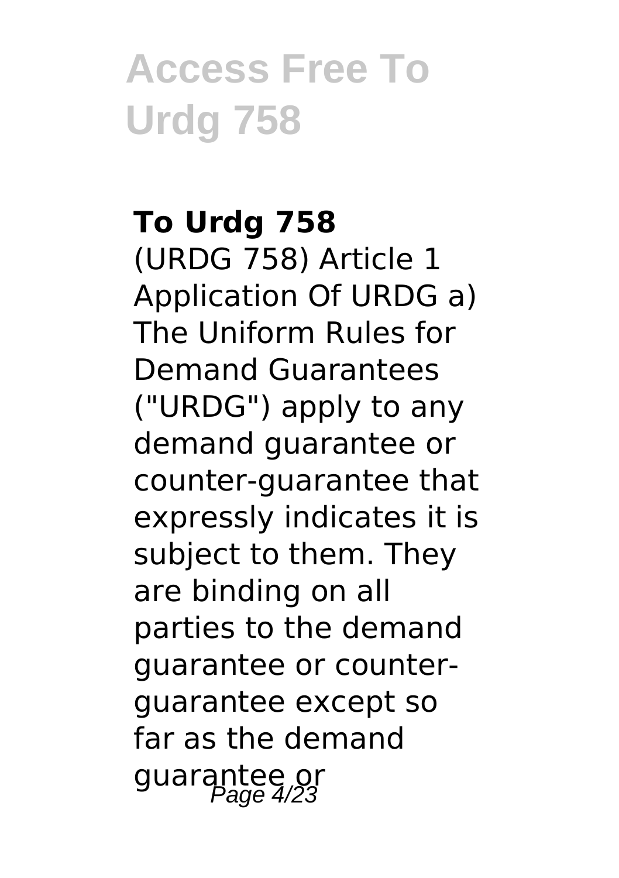## To Urdg 758

(URDG 758) Article 1 Application Of URDG a) The Uniform Rules for Demand Guarantees ("URDG") apply to any demand guarantee or counter-guarantee that expressly indicates it is subject to them. They are binding on all parties to the demand guarantee or counter-guarantee except so far as the demand guarantee or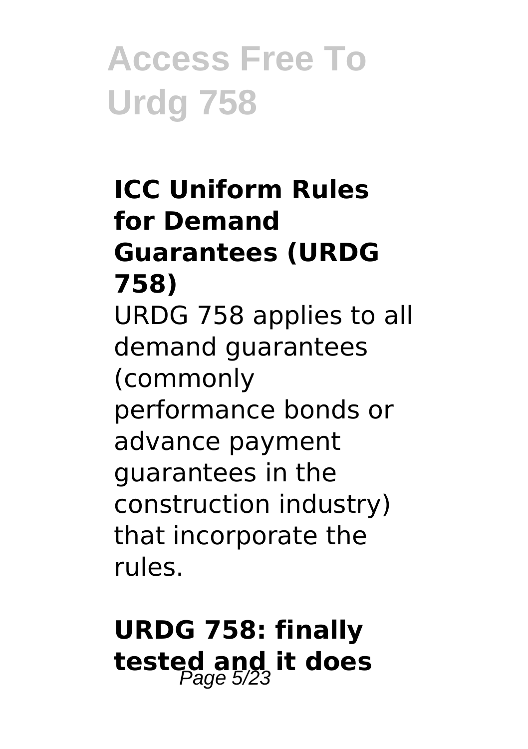### ICC Uniform Rules for Demand Guarantees (URDG 758)

URDG 758 applies to all demand guarantees (commonly performance bonds or advance payment guarantees in the construction industry) that incorporate the rules.

### URDG 758: finally tested and it does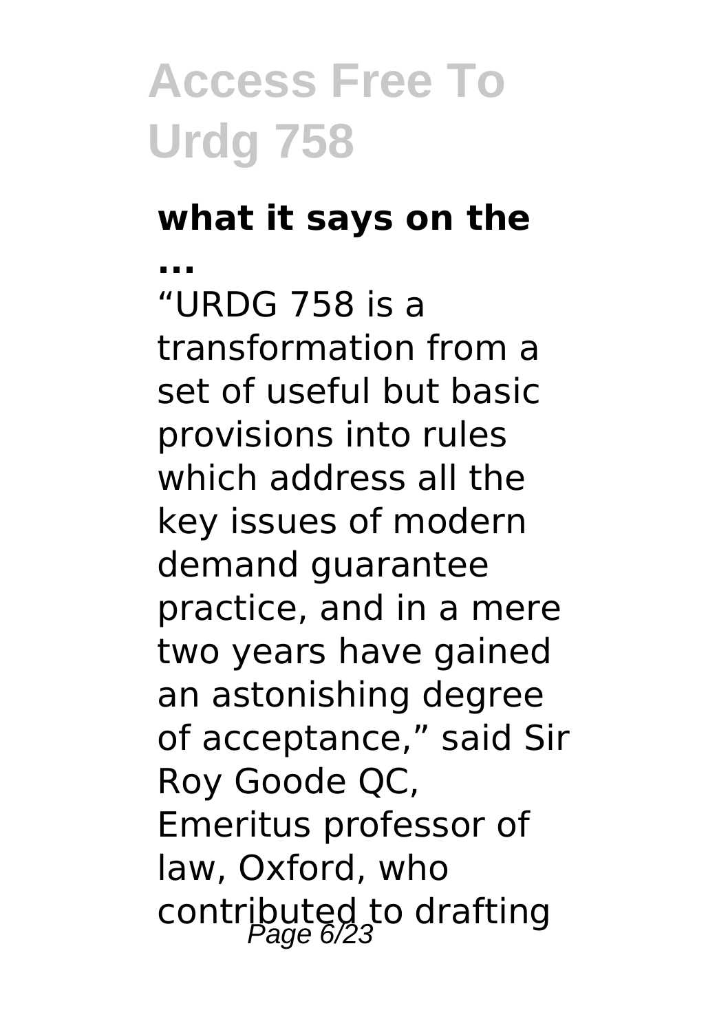### what it says on the ...

“URDG 758 is a transformation from a set of useful but basic provisions into rules which address all the key issues of modern demand guarantee practice, and in a mere two years have gained an astonishing degree of acceptance,” said Sir Roy Goode QC, Emeritus professor of law, Oxford, who contributed to drafting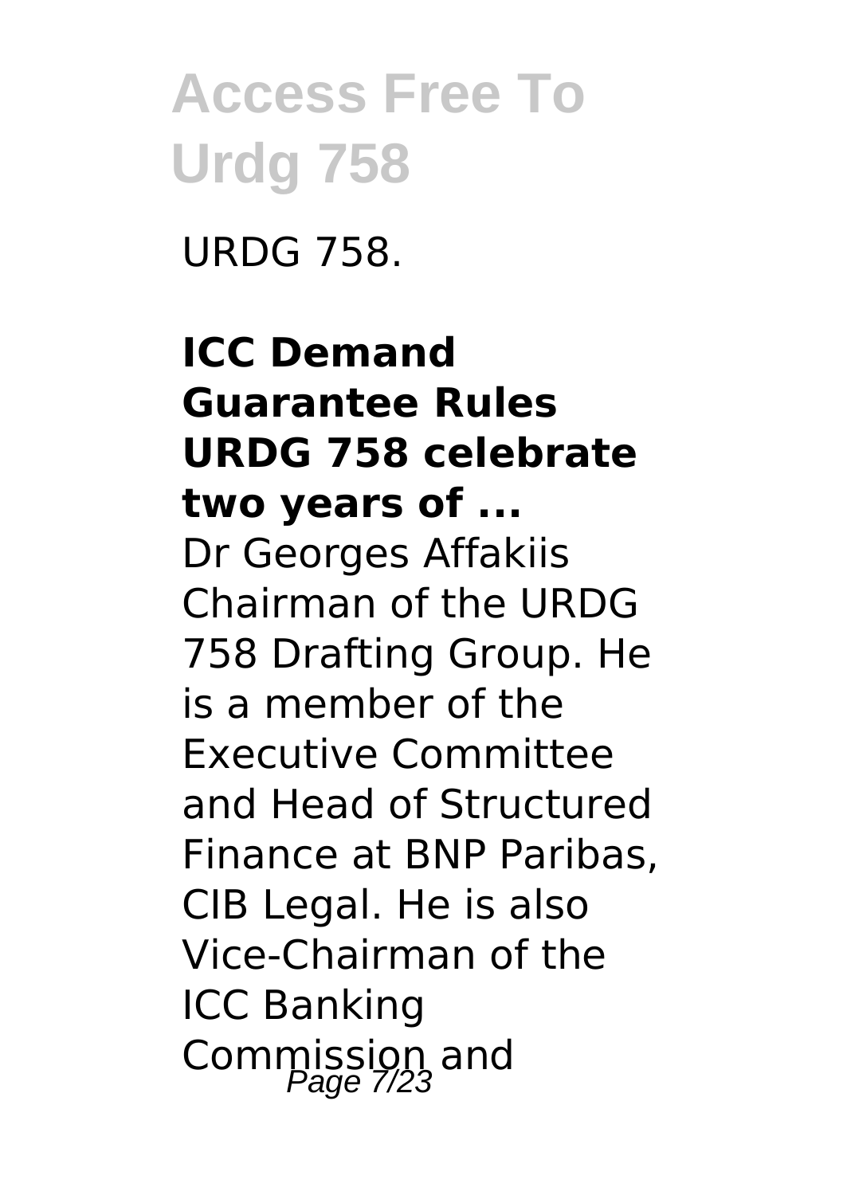URDG 758.

**ICC Demand Guarantee Rules URDG 758 celebrate two years of ...**

Dr Georges Affakiis Chairman of the URDG 758 Drafting Group. He is a member of the Executive Committee and Head of Structured Finance at BNP Paribas, CIB Legal. He is also Vice-Chairman of the ICC Banking Commission and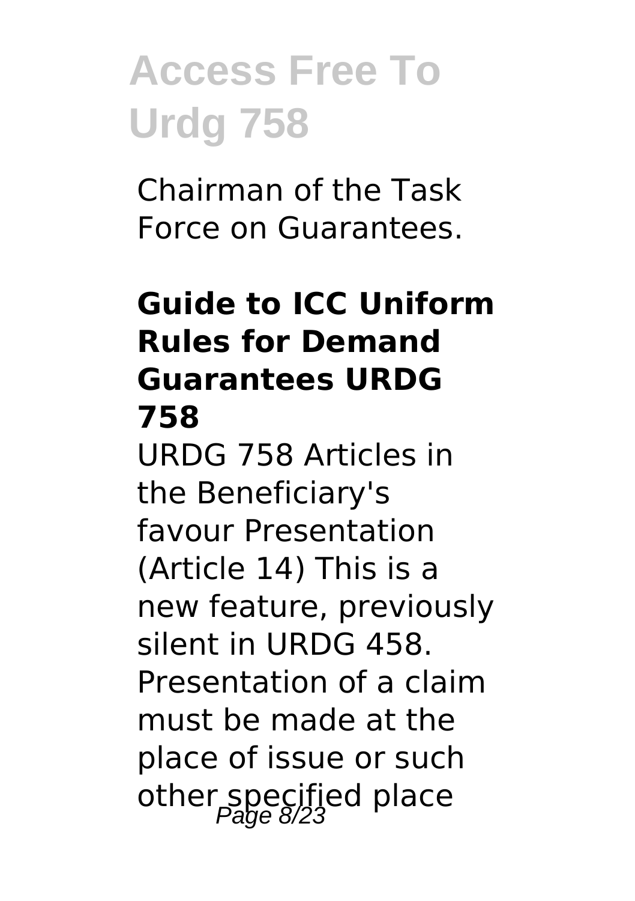Chairman of the Task Force on Guarantees.

## Guide to ICC Uniform Rules for Demand Guarantees URDG 758

URDG 758 Articles in the Beneficiary's favour Presentation (Article 14) This is a new feature, previously silent in URDG 458. Presentation of a claim must be made at the place of issue or such other specified place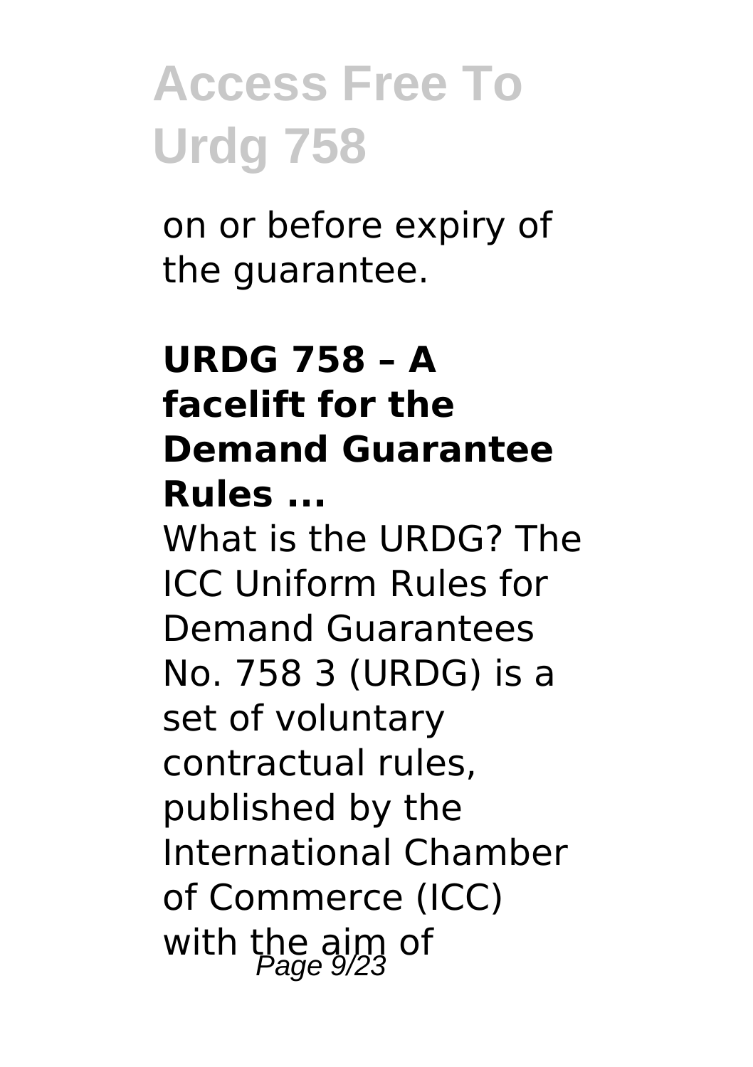on or before expiry of the guarantee.

### URDG 758 – A facelift for the Demand Guarantee Rules ...

What is the URDG? The ICC Uniform Rules for Demand Guarantees No. 758 3 (URDG) is a set of voluntary contractual rules, published by the International Chamber of Commerce (ICC) with the aim of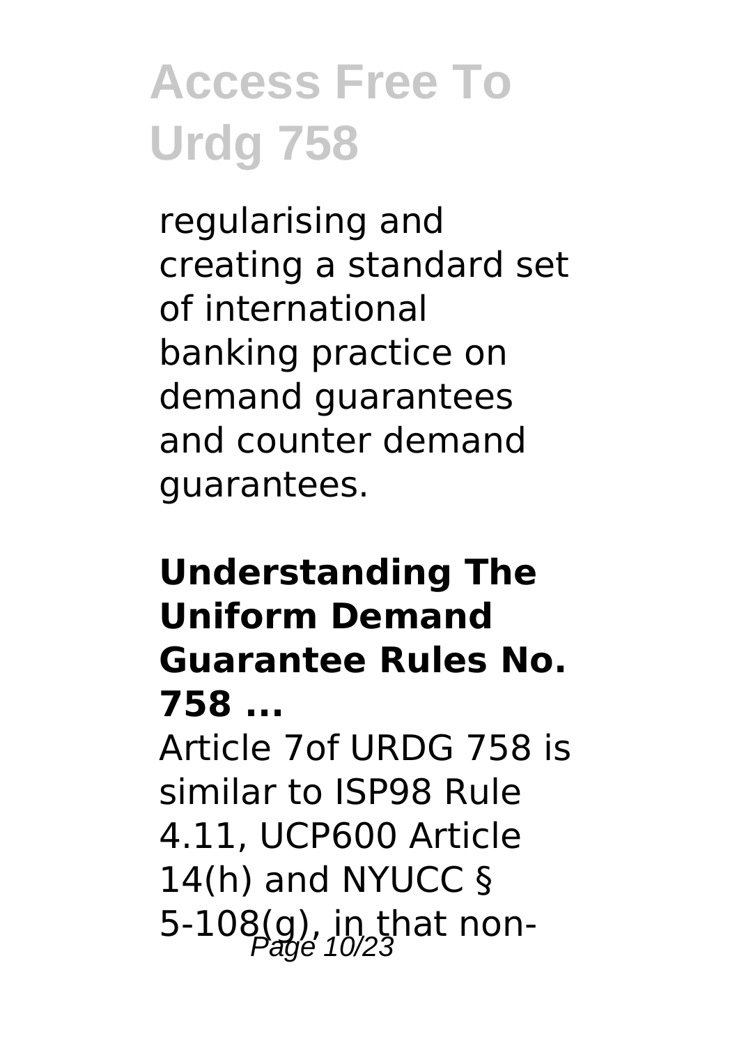regularising and creating a standard set of international banking practice on demand guarantees and counter demand guarantees.

## Understanding The Uniform Demand Guarantee Rules No. 758 ...

Article 7of URDG 758 is similar to ISP98 Rule 4.11, UCP600 Article 14(h) and NYUCC § 5-108(g), in that non-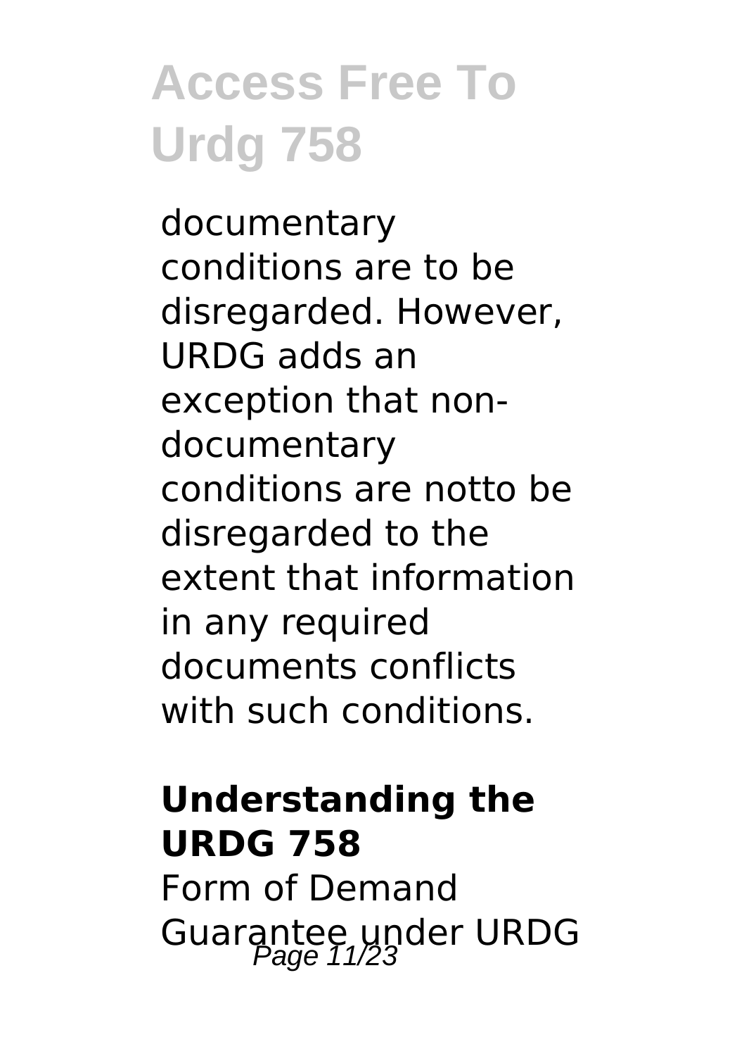documentary conditions are to be disregarded. However, URDG adds an exception that non-documentary conditions are notto be disregarded to the extent that information in any required documents conflicts with such conditions.

## Understanding the URDG 758

Form of Demand Guarantee under URDG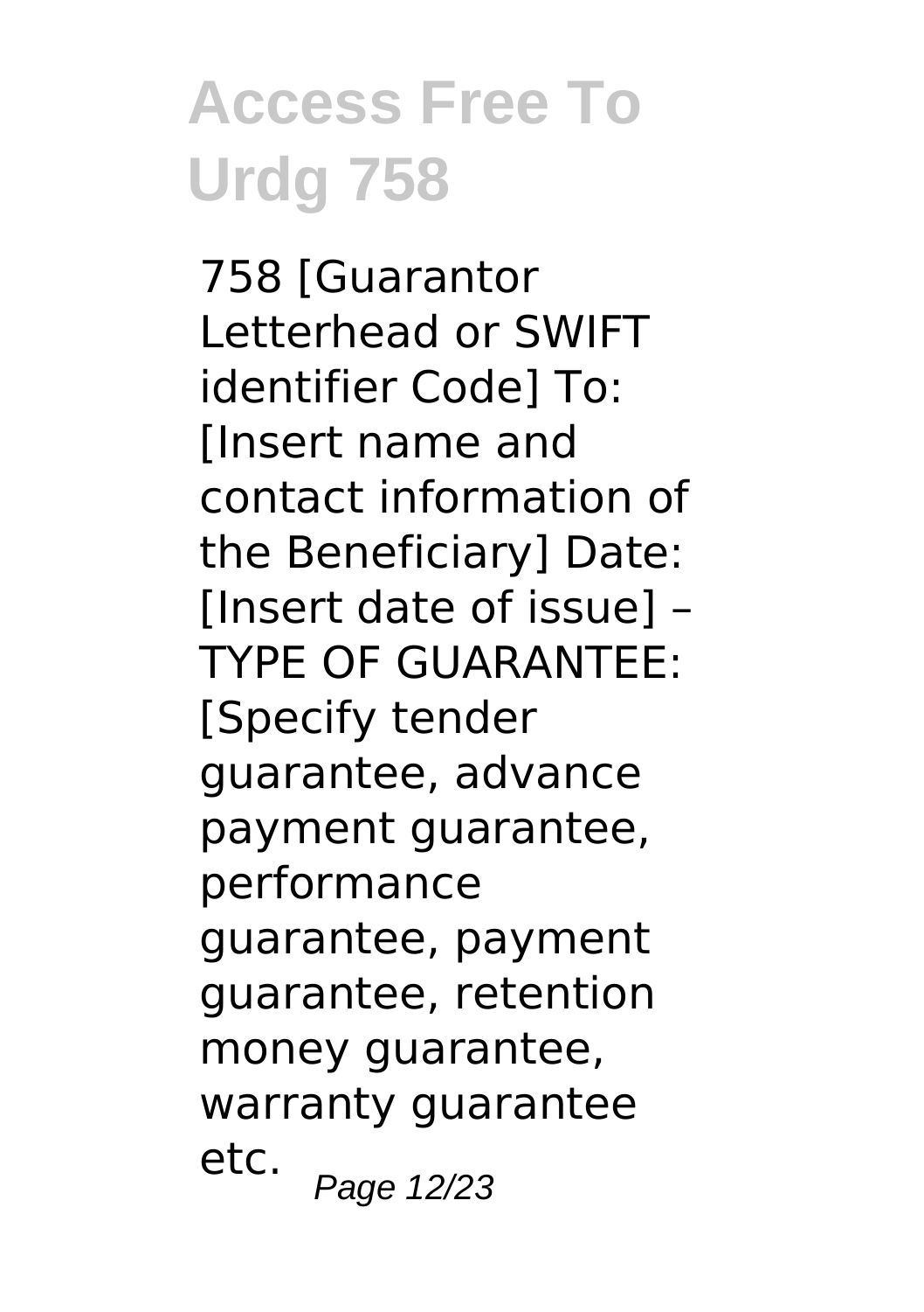758 [Guarantor Letterhead or SWIFT identifier Code] To: [Insert name and contact information of the Beneficiary] Date: [Insert date of issue] – TYPE OF GUARANTEE: [Specify tender guarantee, advance payment guarantee, performance guarantee, payment guarantee, retention money guarantee, warranty guarantee etc.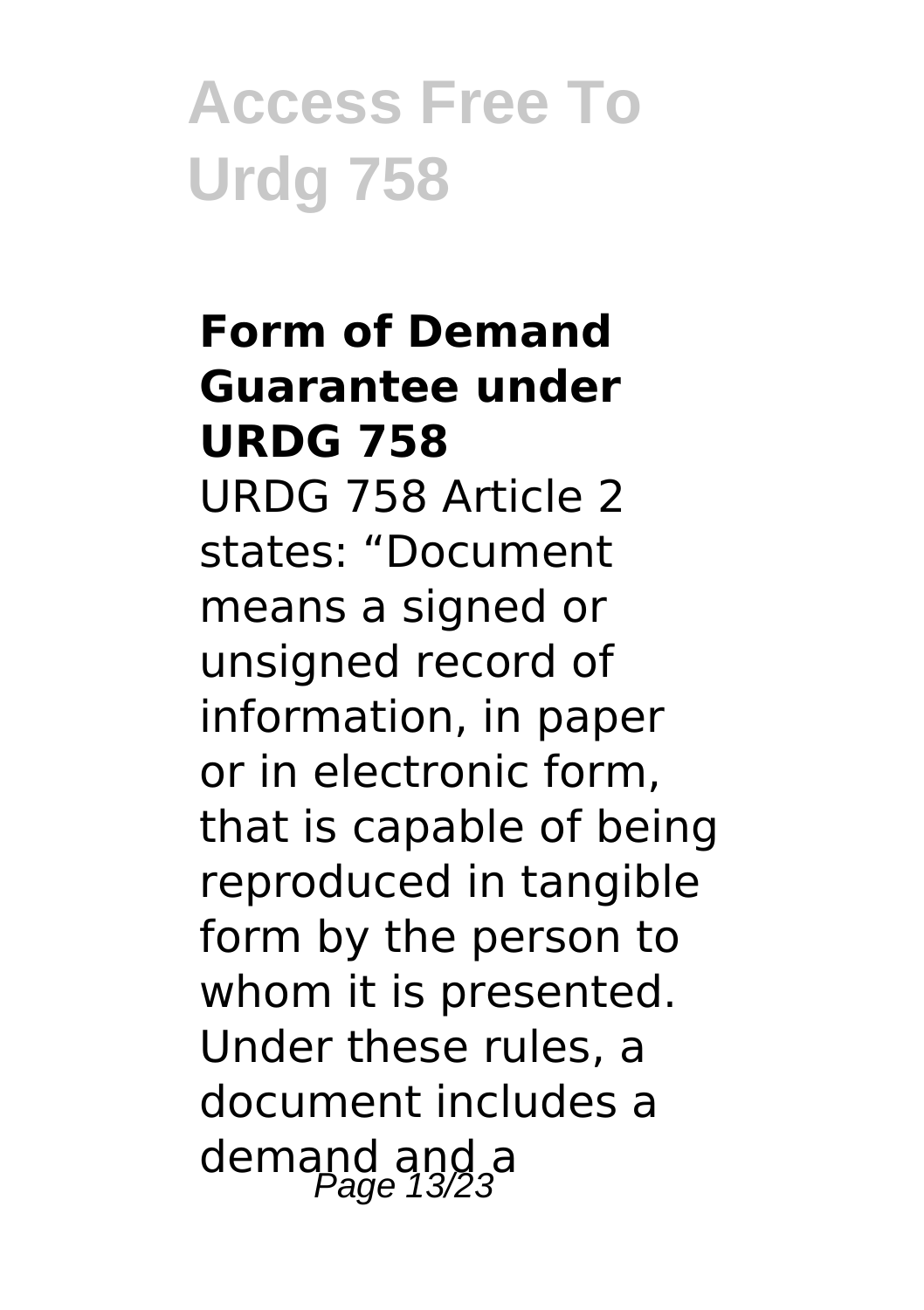### Form of Demand Guarantee under URDG 758

URDG 758 Article 2 states: “Document means a signed or unsigned record of information, in paper or in electronic form, that is capable of being reproduced in tangible form by the person to whom it is presented. Under these rules, a document includes a demand and a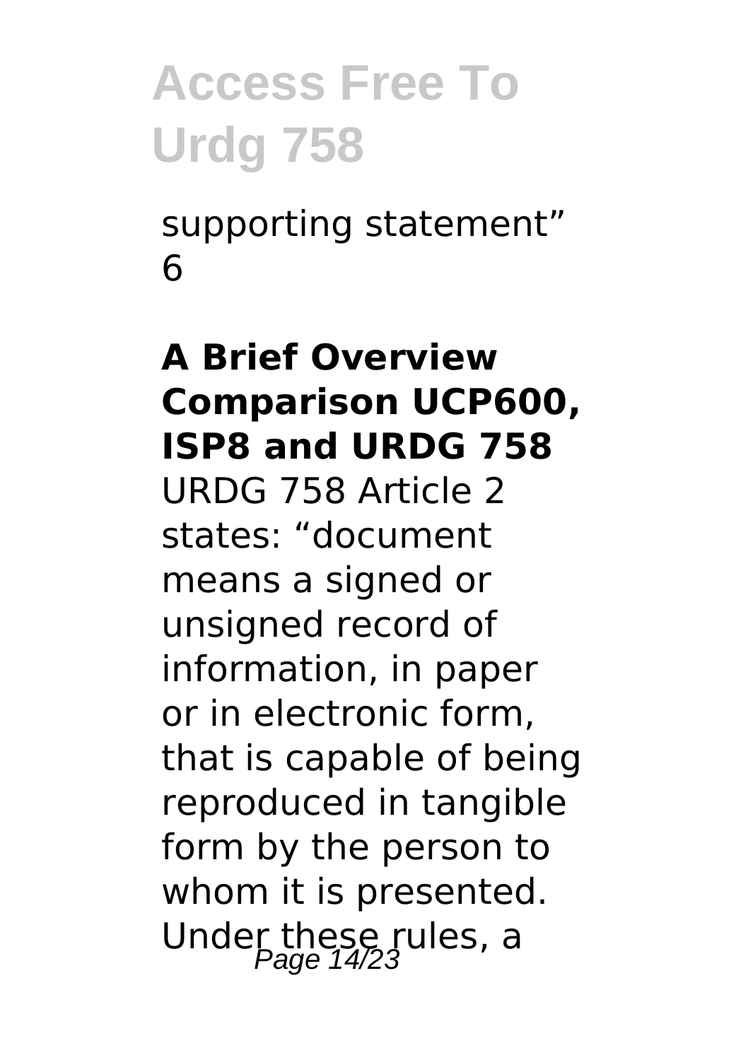supporting statement”
6

## A Brief Overview Comparison UCP600, ISP8 and URDG 758

URDG 758 Article 2 states: “document means a signed or unsigned record of information, in paper or in electronic form, that is capable of being reproduced in tangible form by the person to whom it is presented. Under these rules, a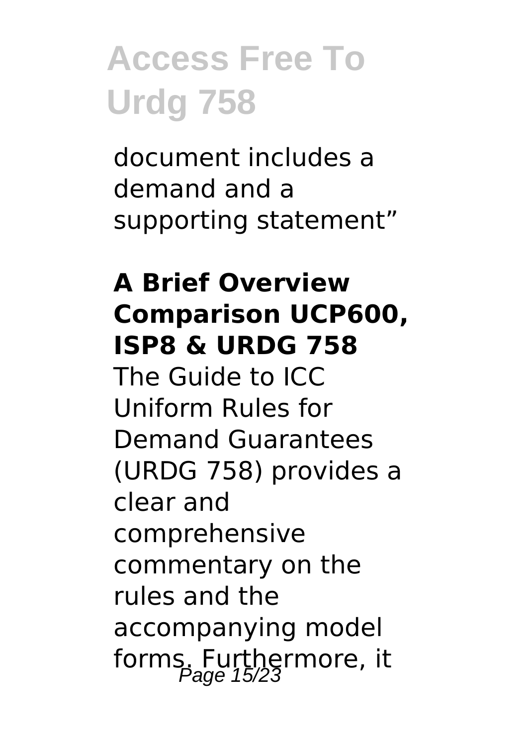document includes a demand and a supporting statement"

**A Brief Overview Comparison UCP600, ISP8 & URDG 758**

The Guide to ICC Uniform Rules for Demand Guarantees (URDG 758) provides a clear and comprehensive commentary on the rules and the accompanying model forms. Furthermore, it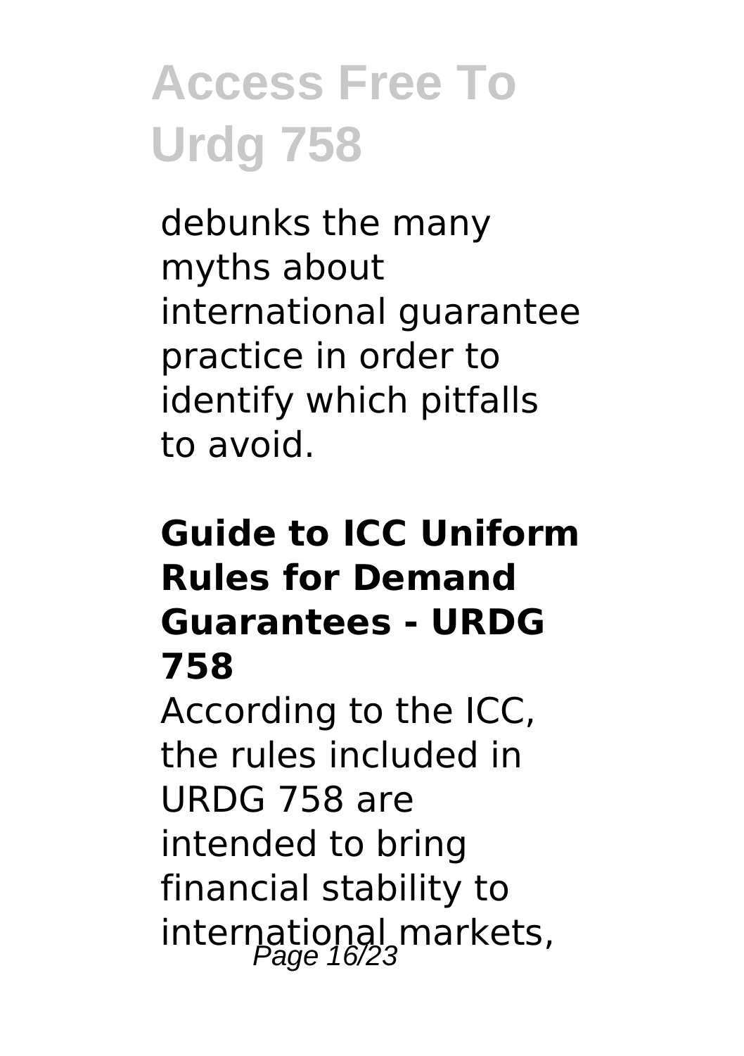debunks the many myths about international guarantee practice in order to identify which pitfalls to avoid.

### Guide to ICC Uniform Rules for Demand Guarantees - URDG 758

According to the ICC, the rules included in URDG 758 are intended to bring financial stability to international markets,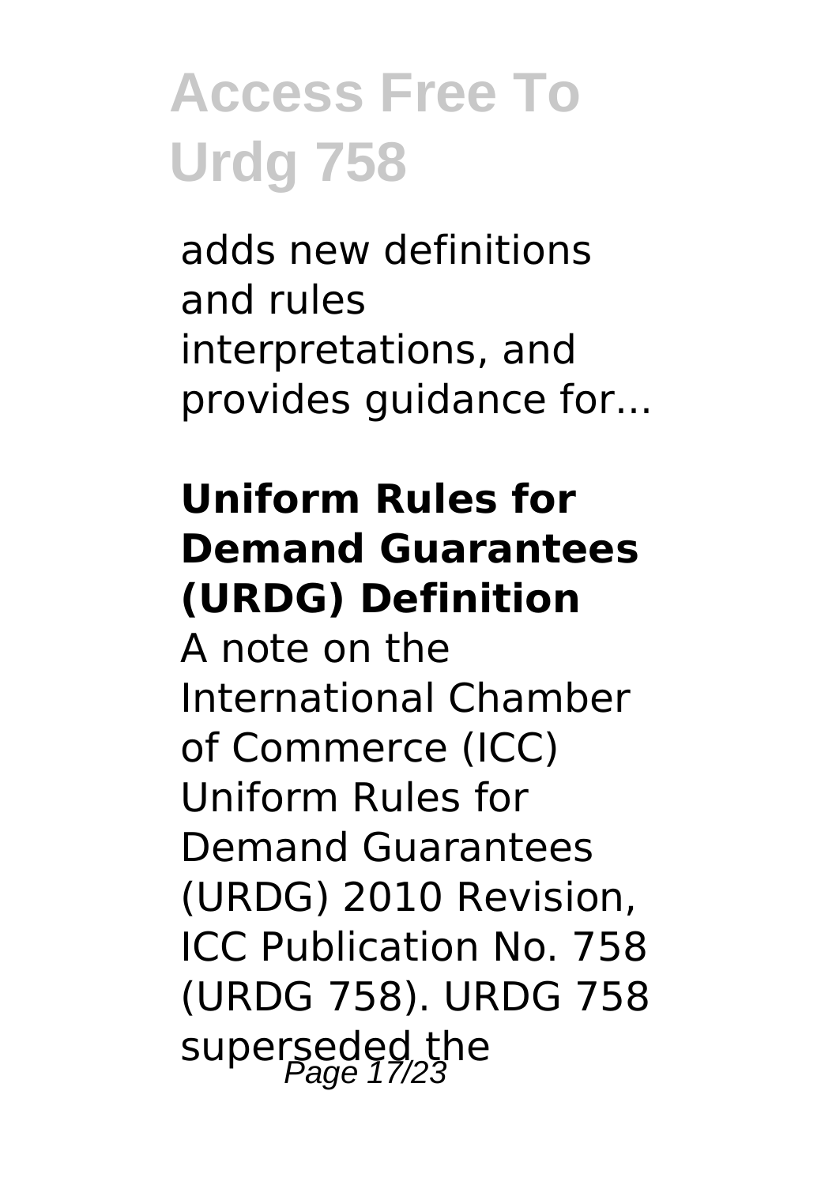adds new definitions and rules interpretations, and provides guidance for...

## Uniform Rules for Demand Guarantees (URDG) Definition

A note on the International Chamber of Commerce (ICC) Uniform Rules for Demand Guarantees (URDG) 2010 Revision, ICC Publication No. 758 (URDG 758). URDG 758 superseded the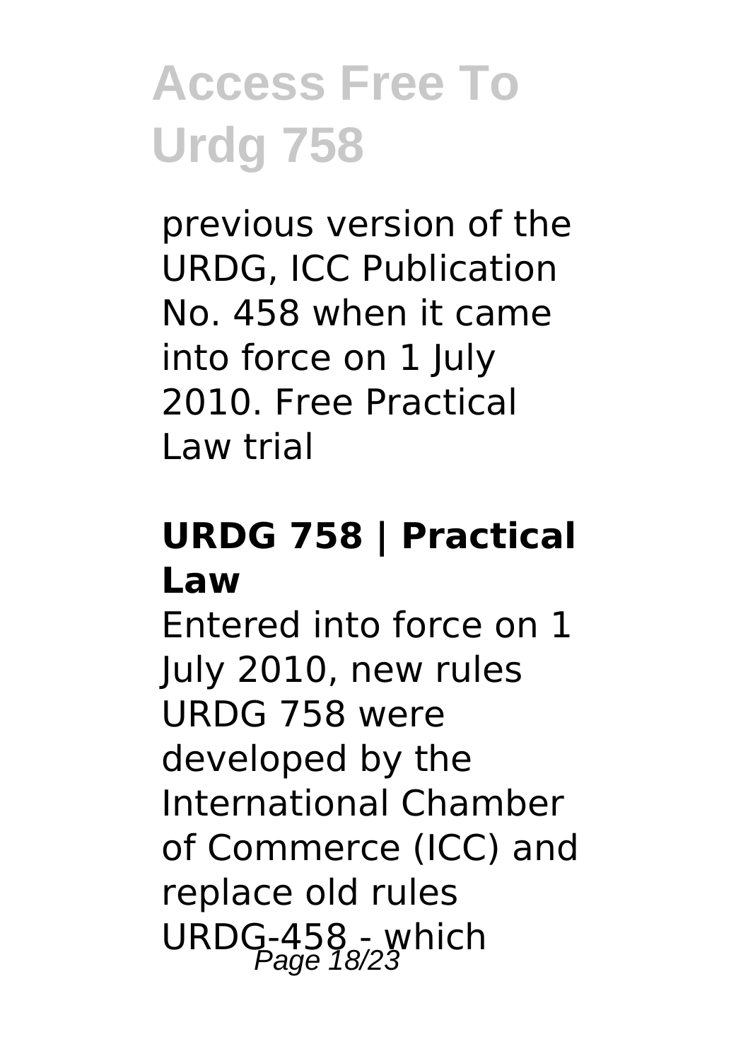previous version of the URDG, ICC Publication No. 458 when it came into force on 1 July 2010. Free Practical Law trial

### URDG 758 | Practical Law

Entered into force on 1 July 2010, new rules URDG 758 were developed by the International Chamber of Commerce (ICC) and replace old rules URDG-458 - which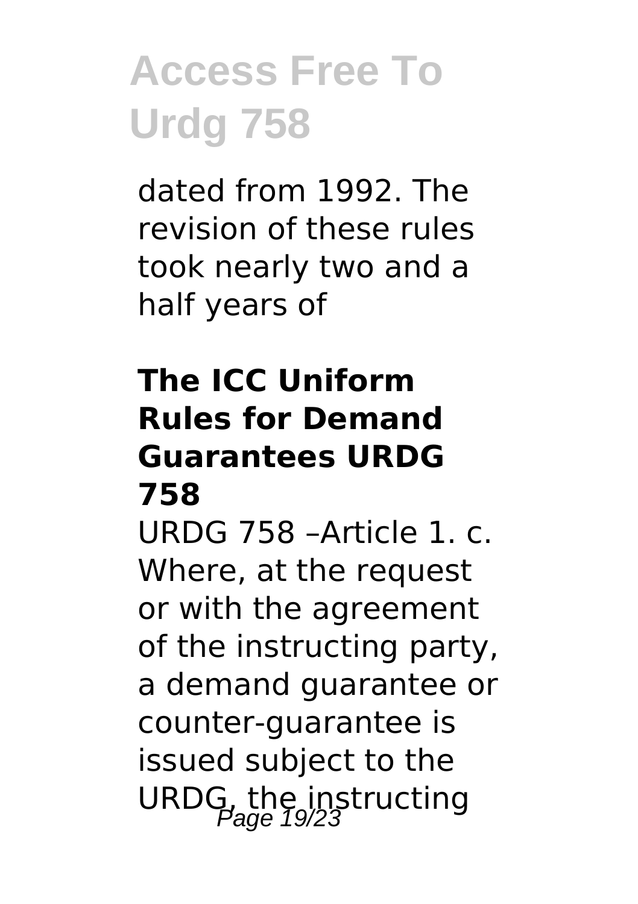dated from 1992. The revision of these rules took nearly two and a half years of

## The ICC Uniform Rules for Demand Guarantees URDG 758

URDG 758 –Article 1. c. Where, at the request or with the agreement of the instructing party, a demand guarantee or counter-guarantee is issued subject to the URDG, the instructing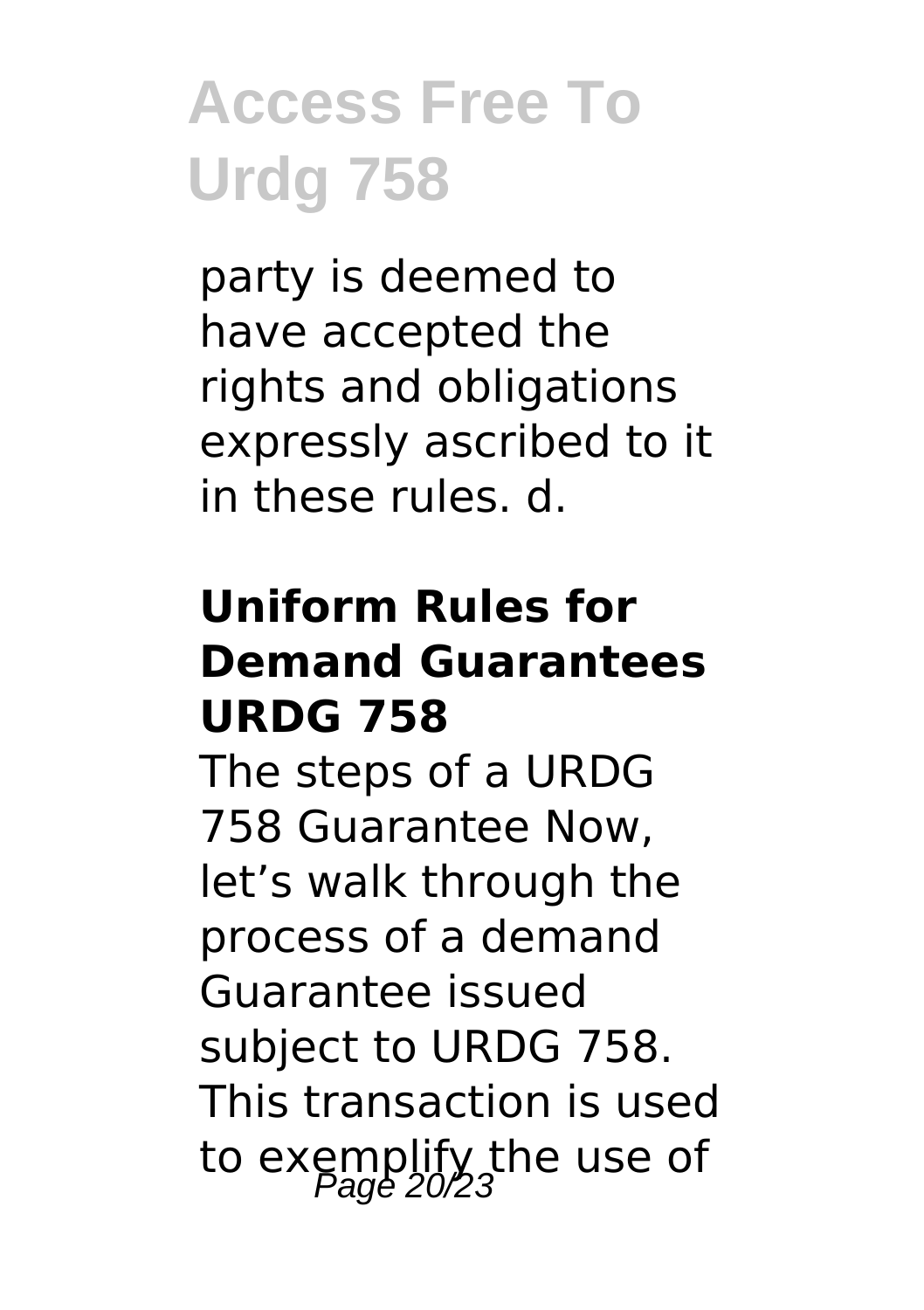party is deemed to have accepted the rights and obligations expressly ascribed to it in these rules. d.

### Uniform Rules for Demand Guarantees URDG 758

The steps of a URDG 758 Guarantee Now, let's walk through the process of a demand Guarantee issued subject to URDG 758. This transaction is used to exemplify the use of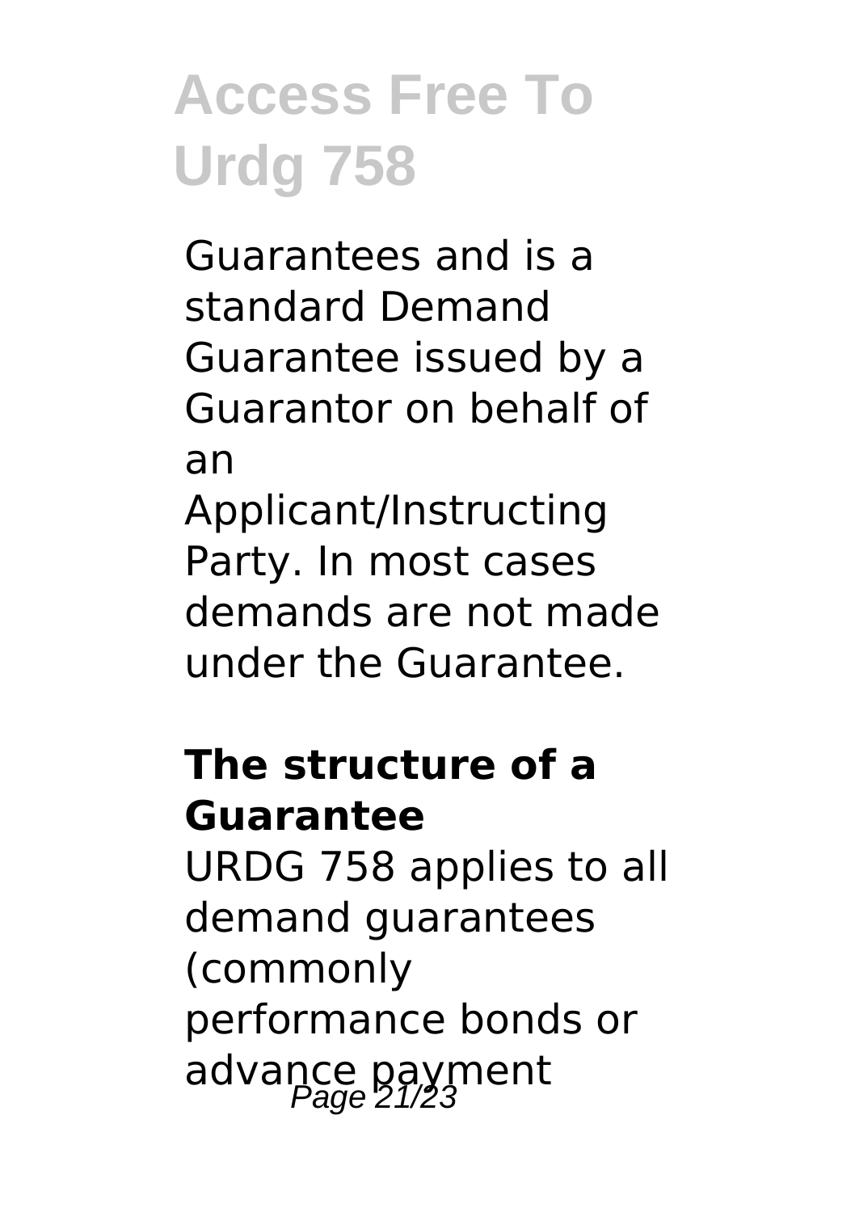Guarantees and is a standard Demand Guarantee issued by a Guarantor on behalf of an Applicant/Instructing Party. In most cases demands are not made under the Guarantee.

**The structure of a Guarantee**

URDG 758 applies to all demand guarantees (commonly performance bonds or advance payment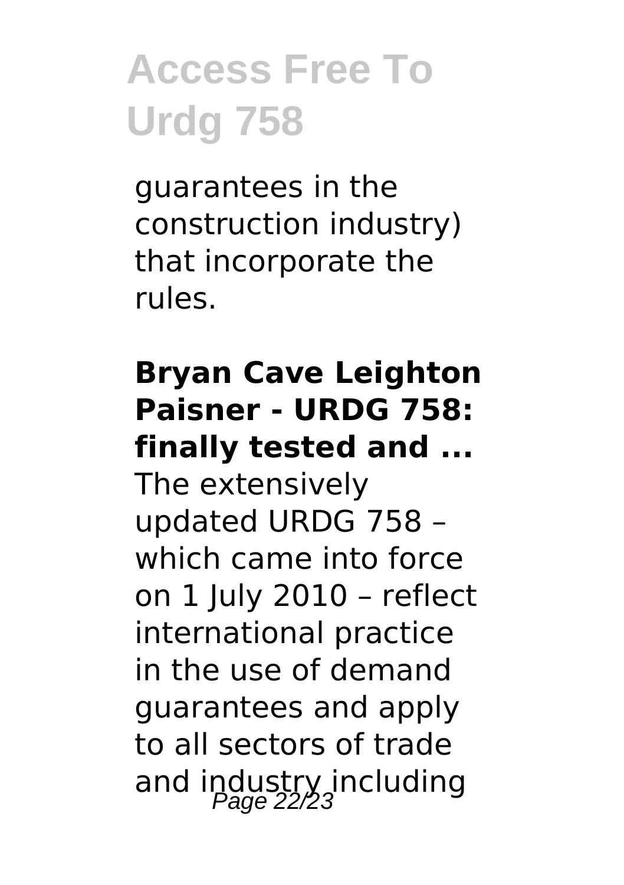guarantees in the construction industry) that incorporate the rules.

**Bryan Cave Leighton Paisner - URDG 758: finally tested and ...**

The extensively updated URDG 758 – which came into force on 1 July 2010 – reflect international practice in the use of demand guarantees and apply to all sectors of trade and industry including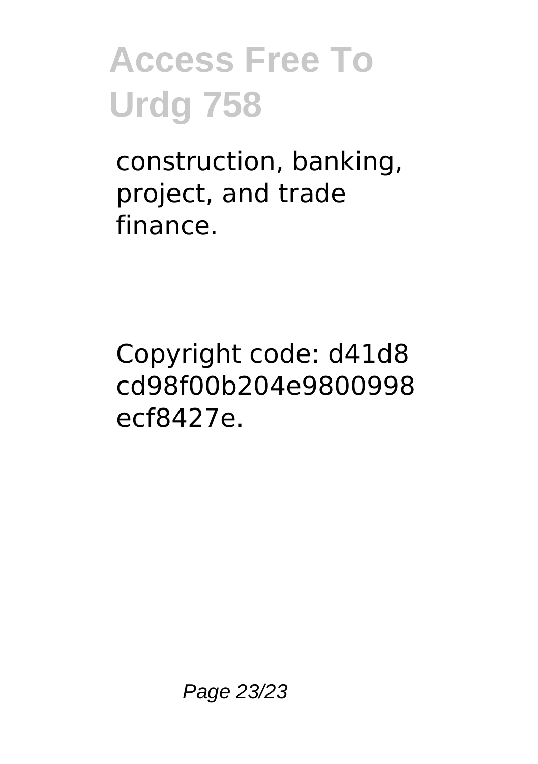construction, banking, project, and trade finance.

Copyright code: d41d8cd98f00b204e9800998ecf8427e.